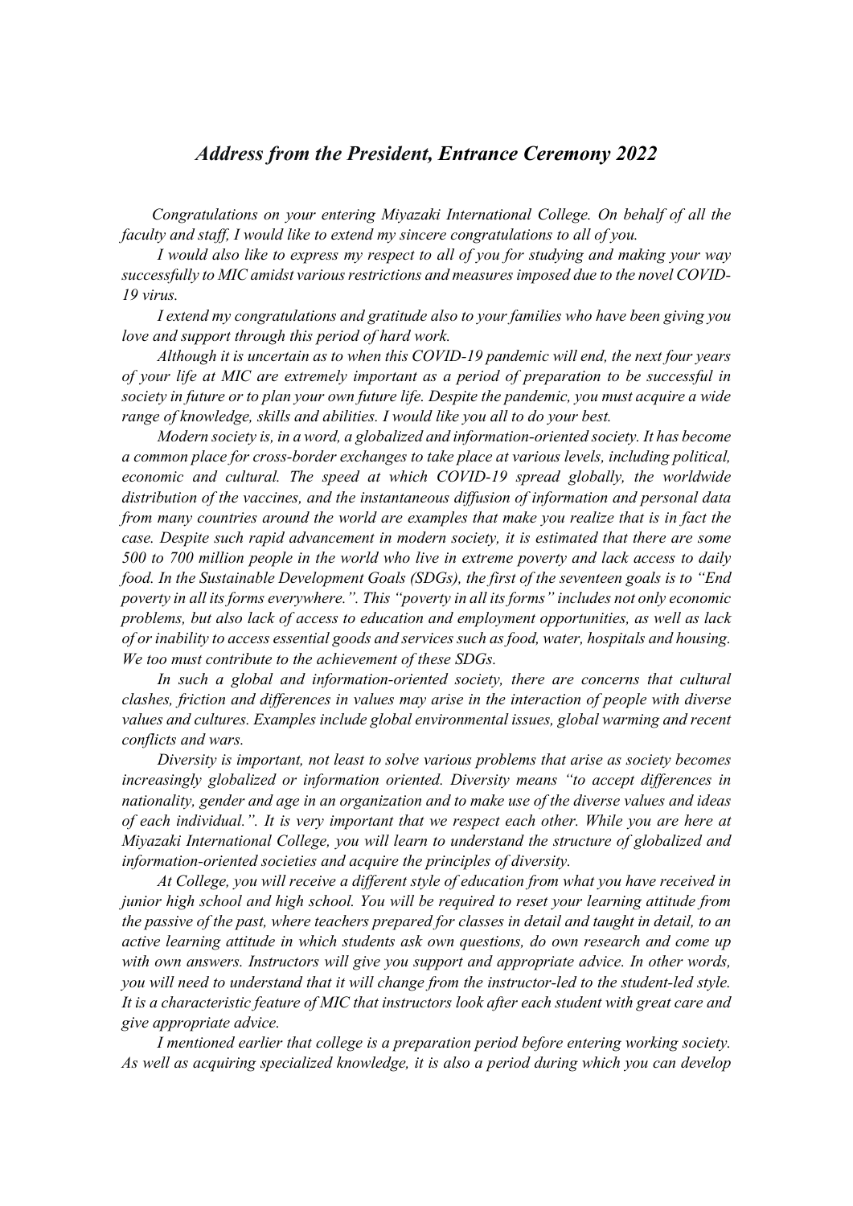# *Address from the President, Entrance Ceremony 2022*

*Congratulations on your entering Miyazaki International College. On behalf of all the faculty and staff, I would like to extend my sincere congratulations to all of you.*

*I would also like to express my respect to all of you for studying and making your way successfully to MIC amidst various restrictions and measures imposed due to the novel COVID-19 virus.*

*I extend my congratulations and gratitude also to your families who have been giving you love and support through this period of hard work.*

*Although it is uncertain as to when this COVID-19 pandemic will end, the next four years of your life at MIC are extremely important as a period of preparation to be successful in society in future or to plan your own future life. Despite the pandemic, you must acquire a wide range of knowledge, skills and abilities. I would like you all to do your best.*

*Modern society is, in a word, a globalized and information-oriented society. It has become a common place for cross-border exchanges to take place at various levels, including political, economic and cultural. The speed at which COVID-19 spread globally, the worldwide distribution of the vaccines, and the instantaneous diffusion of information and personal data from many countries around the world are examples that make you realize that is in fact the case. Despite such rapid advancement in modern society, it is estimated that there are some 500 to 700 million people in the world who live in extreme poverty and lack access to daily food. In the Sustainable Development Goals (SDGs), the first of the seventeen goals is to "End poverty in all its forms everywhere.". This "poverty in all its forms" includes not only economic problems, but also lack of access to education and employment opportunities, as well as lack of or inability to access essential goods and services such as food, water, hospitals and housing. We too must contribute to the achievement of these SDGs.*

*In such a global and information-oriented society, there are concerns that cultural clashes, friction and differences in values may arise in the interaction of people with diverse values and cultures. Examples include global environmental issues, global warming and recent conflicts and wars.*

*Diversity is important, not least to solve various problems that arise as society becomes increasingly globalized or information oriented. Diversity means "to accept differences in nationality, gender and age in an organization and to make use of the diverse values and ideas of each individual.". It is very important that we respect each other. While you are here at Miyazaki International College, you will learn to understand the structure of globalized and information-oriented societies and acquire the principles of diversity.*

*At College, you will receive a different style of education from what you have received in junior high school and high school. You will be required to reset your learning attitude from the passive of the past, where teachers prepared for classes in detail and taught in detail, to an active learning attitude in which students ask own questions, do own research and come up with own answers. Instructors will give you support and appropriate advice. In other words, you will need to understand that it will change from the instructor-led to the student-led style. It is a characteristic feature of MIC that instructors look after each student with great care and give appropriate advice.*

*I mentioned earlier that college is a preparation period before entering working society. As well as acquiring specialized knowledge, it is also a period during which you can develop*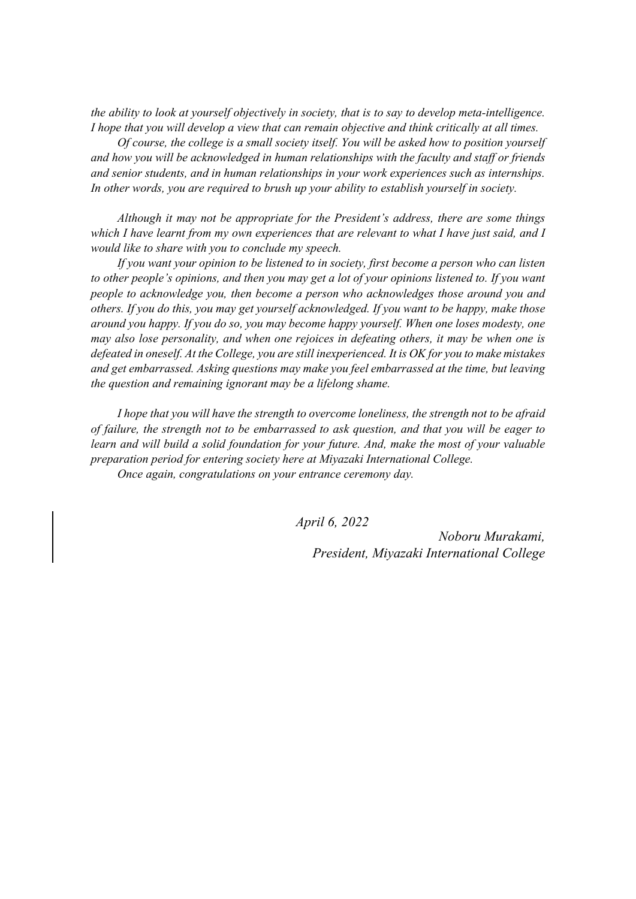*the ability to look at yourself objectively in society, that is to say to develop meta-intelligence. I hope that you will develop a view that can remain objective and think critically at all times.*

*Of course, the college is a small society itself. You will be asked how to position yourself and how you will be acknowledged in human relationships with the faculty and staff or friends and senior students, and in human relationships in your work experiences such as internships. In other words, you are required to brush up your ability to establish yourself in society.*

*Although it may not be appropriate for the President's address, there are some things which I have learnt from my own experiences that are relevant to what I have just said, and I would like to share with you to conclude my speech.*

*If you want your opinion to be listened to in society, first become a person who can listen to other people's opinions, and then you may get a lot of your opinions listened to. If you want people to acknowledge you, then become a person who acknowledges those around you and others. If you do this, you may get yourself acknowledged. If you want to be happy, make those around you happy. If you do so, you may become happy yourself. When one loses modesty, one may also lose personality, and when one rejoices in defeating others, it may be when one is defeated in oneself. At the College, you are still inexperienced. It is OK for you to make mistakes and get embarrassed. Asking questions may make you feel embarrassed at the time, but leaving the question and remaining ignorant may be a lifelong shame.*

*I hope that you will have the strength to overcome loneliness, the strength not to be afraid of failure, the strength not to be embarrassed to ask question, and that you will be eager to learn and will build a solid foundation for your future. And, make the most of your valuable preparation period for entering society here at Miyazaki International College.*

*Once again, congratulations on your entrance ceremony day.*

*April 6, 2022*

*Noboru Murakami,*
*President, Miyazaki International College*